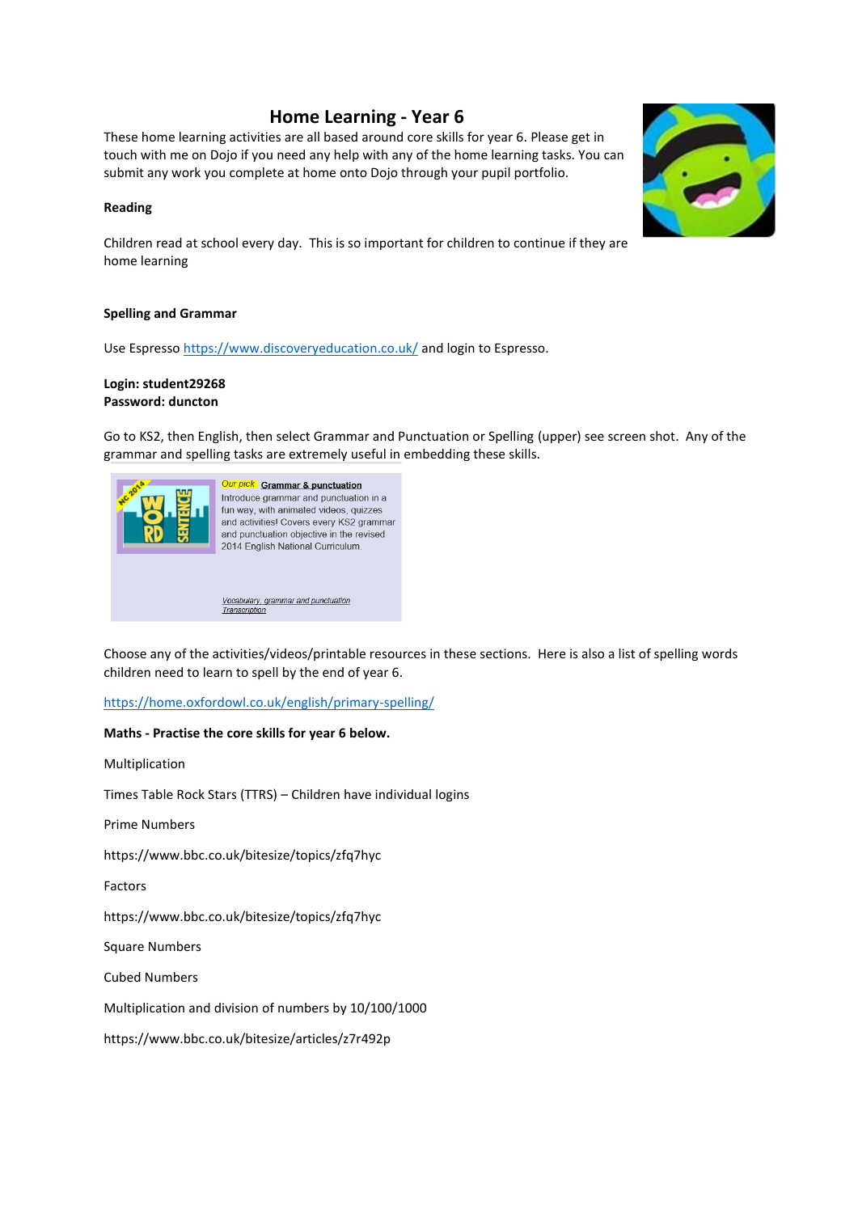# Home Learning - Year 6

These home learning activities are all based around core skills for year 6. Please get in touch with me on Dojo if you need any help with any of the home learning tasks. You can submit any work you complete at home onto Dojo through your pupil portfolio.

**Reading**

Children read at school every day. This is so important for children to continue if they are home learning

**Spelling and Grammar**

Use Espresso https://www.discoveryeducation.co.uk/ and login to Espresso.

**Login: student29268**
**Password: duncton**

Go to KS2, then English, then select Grammar and Punctuation or Spelling (upper) see screen shot. Any of the grammar and spelling tasks are extremely useful in embedding these skills.

Our pick **Grammar & punctuation**
Introduce grammar and punctuation in a fun way, with animated videos, quizzes and activities! Covers every KS2 grammar and punctuation objective in the revised 2014 English National Curriculum.

*Vocabulary, grammar and punctuation*
*Transcription*

Choose any of the activities/videos/printable resources in these sections. Here is also a list of spelling words children need to learn to spell by the end of year 6.

https://home.oxfordowl.co.uk/english/primary-spelling/

**Maths - Practise the core skills for year 6 below.**

Multiplication

Times Table Rock Stars (TTRS) – Children have individual logins

Prime Numbers

https://www.bbc.co.uk/bitesize/topics/zfq7hyc

Factors

https://www.bbc.co.uk/bitesize/topics/zfq7hyc

Square Numbers

Cubed Numbers

Multiplication and division of numbers by 10/100/1000

https://www.bbc.co.uk/bitesize/articles/z7r492p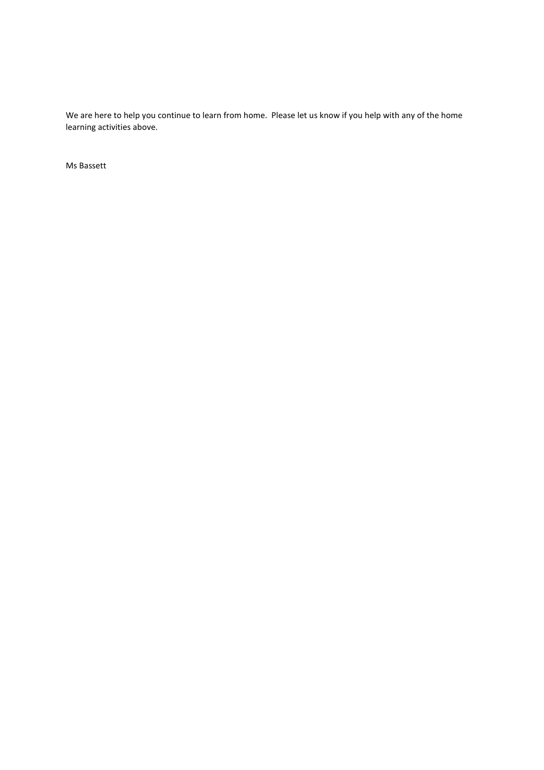We are here to help you continue to learn from home. Please let us know if you help with any of the home learning activities above.

Ms Bassett